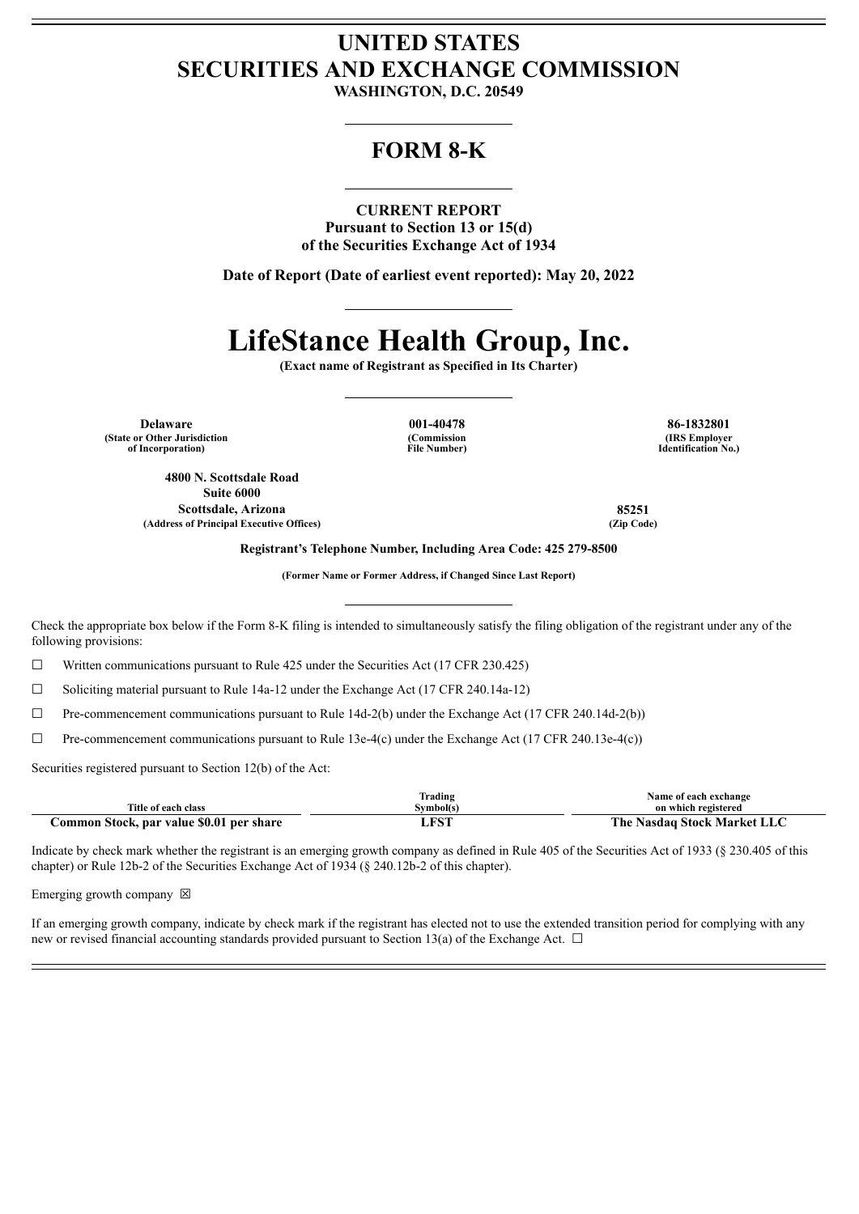# UNITED STATES
# SECURITIES AND EXCHANGE COMMISSION

**WASHINGTON, D.C. 20549**

## FORM 8-K

**CURRENT REPORT**
**Pursuant to Section 13 or 15(d)**
**of the Securities Exchange Act of 1934**

**Date of Report (Date of earliest event reported): May 20, 2022**

# LifeStance Health Group, Inc.

**(Exact name of Registrant as Specified in Its Charter)**

| | | |
|---|---|---|
| **Delaware** | **001-40478** | **86-1832801** |
| **(State or Other Jurisdiction of Incorporation)** | **(Commission File Number)** | **(IRS Employer Identification No.)** |

| | |
|---|---|
| **4800 N. Scottsdale Road Suite 6000 Scottsdale, Arizona** | **85251** |
| **(Address of Principal Executive Offices)** | **(Zip Code)** |

**Registrant's Telephone Number, Including Area Code: 425 279-8500**

**(Former Name or Former Address, if Changed Since Last Report)**

Check the appropriate box below if the Form 8-K filing is intended to simultaneously satisfy the filing obligation of the registrant under any of the following provisions:

☐ Written communications pursuant to Rule 425 under the Securities Act (17 CFR 230.425)

☐ Soliciting material pursuant to Rule 14a-12 under the Exchange Act (17 CFR 240.14a-12)

☐ Pre-commencement communications pursuant to Rule 14d-2(b) under the Exchange Act (17 CFR 240.14d-2(b))

☐ Pre-commencement communications pursuant to Rule 13e-4(c) under the Exchange Act (17 CFR 240.13e-4(c))

Securities registered pursuant to Section 12(b) of the Act:

| Title of each class | Trading Symbol(s) | Name of each exchange on which registered |
|---|---|---|
| **Common Stock, par value $0.01 per share** | **LFST** | **The Nasdaq Stock Market LLC** |

Indicate by check mark whether the registrant is an emerging growth company as defined in Rule 405 of the Securities Act of 1933 (§ 230.405 of this chapter) or Rule 12b-2 of the Securities Exchange Act of 1934 (§ 240.12b-2 of this chapter).

Emerging growth company ☒

If an emerging growth company, indicate by check mark if the registrant has elected not to use the extended transition period for complying with any new or revised financial accounting standards provided pursuant to Section 13(a) of the Exchange Act. ☐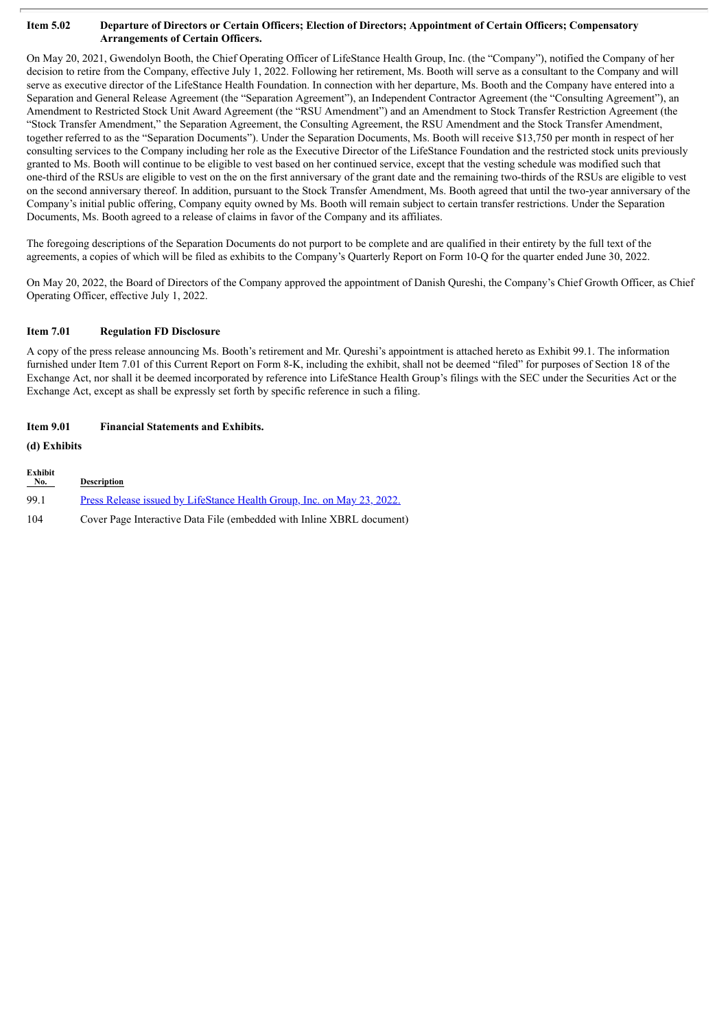**Item 5.02 Departure of Directors or Certain Officers; Election of Directors; Appointment of Certain Officers; Compensatory Arrangements of Certain Officers.**

On May 20, 2021, Gwendolyn Booth, the Chief Operating Officer of LifeStance Health Group, Inc. (the "Company"), notified the Company of her decision to retire from the Company, effective July 1, 2022. Following her retirement, Ms. Booth will serve as a consultant to the Company and will serve as executive director of the LifeStance Health Foundation. In connection with her departure, Ms. Booth and the Company have entered into a Separation and General Release Agreement (the "Separation Agreement"), an Independent Contractor Agreement (the "Consulting Agreement"), an Amendment to Restricted Stock Unit Award Agreement (the "RSU Amendment") and an Amendment to Stock Transfer Restriction Agreement (the "Stock Transfer Amendment," the Separation Agreement, the Consulting Agreement, the RSU Amendment and the Stock Transfer Amendment, together referred to as the "Separation Documents"). Under the Separation Documents, Ms. Booth will receive $13,750 per month in respect of her consulting services to the Company including her role as the Executive Director of the LifeStance Foundation and the restricted stock units previously granted to Ms. Booth will continue to be eligible to vest based on her continued service, except that the vesting schedule was modified such that one-third of the RSUs are eligible to vest on the on the first anniversary of the grant date and the remaining two-thirds of the RSUs are eligible to vest on the second anniversary thereof. In addition, pursuant to the Stock Transfer Amendment, Ms. Booth agreed that until the two-year anniversary of the Company's initial public offering, Company equity owned by Ms. Booth will remain subject to certain transfer restrictions. Under the Separation Documents, Ms. Booth agreed to a release of claims in favor of the Company and its affiliates.

The foregoing descriptions of the Separation Documents do not purport to be complete and are qualified in their entirety by the full text of the agreements, a copies of which will be filed as exhibits to the Company's Quarterly Report on Form 10-Q for the quarter ended June 30, 2022.

On May 20, 2022, the Board of Directors of the Company approved the appointment of Danish Qureshi, the Company's Chief Growth Officer, as Chief Operating Officer, effective July 1, 2022.

**Item 7.01 Regulation FD Disclosure**

A copy of the press release announcing Ms. Booth's retirement and Mr. Qureshi's appointment is attached hereto as Exhibit 99.1. The information furnished under Item 7.01 of this Current Report on Form 8-K, including the exhibit, shall not be deemed "filed" for purposes of Section 18 of the Exchange Act, nor shall it be deemed incorporated by reference into LifeStance Health Group's filings with the SEC under the Securities Act or the Exchange Act, except as shall be expressly set forth by specific reference in such a filing.

**Item 9.01 Financial Statements and Exhibits.**

**(d) Exhibits**

| Exhibit No. | Description |
|---|---|
| 99.1 | Press Release issued by LifeStance Health Group, Inc. on May 23, 2022. |
| 104 | Cover Page Interactive Data File (embedded with Inline XBRL document) |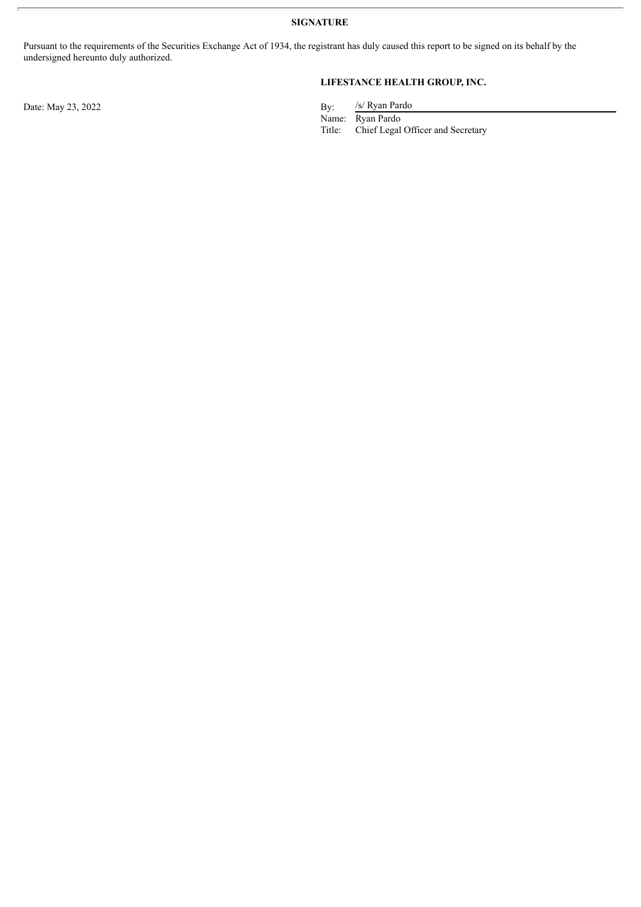**SIGNATURE**

Pursuant to the requirements of the Securities Exchange Act of 1934, the registrant has duly caused this report to be signed on its behalf by the undersigned hereunto duly authorized.

**LIFESTANCE HEALTH GROUP, INC.**

| | | |
|---|---|---|
| Date: May 23, 2022 | By: | /s/ Ryan Pardo |
| | Name: | Ryan Pardo |
| | Title: | Chief Legal Officer and Secretary |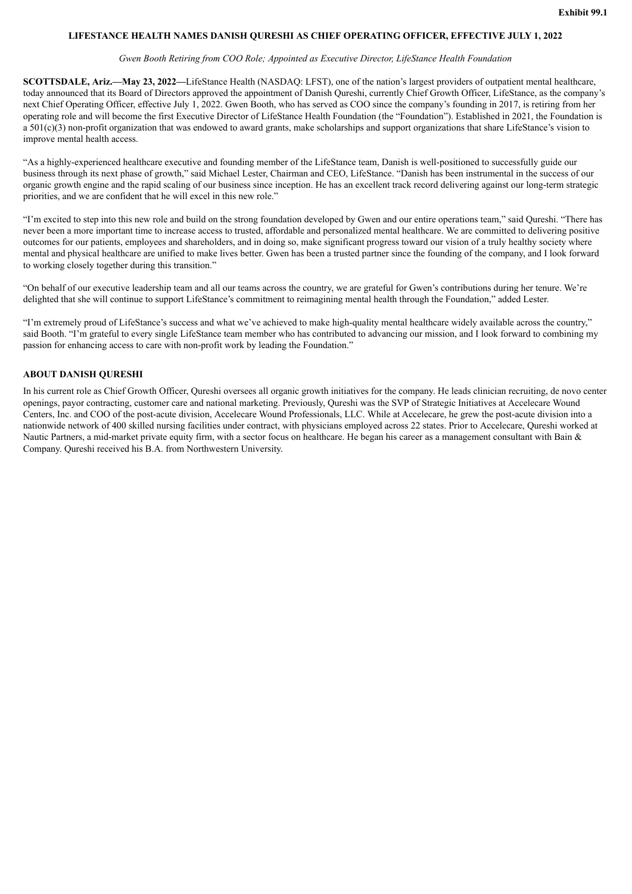**Exhibit 99.1**

# LIFESTANCE HEALTH NAMES DANISH QURESHI AS CHIEF OPERATING OFFICER, EFFECTIVE JULY 1, 2022

*Gwen Booth Retiring from COO Role; Appointed as Executive Director, LifeStance Health Foundation*

**SCOTTSDALE, Ariz.—May 23, 2022—**LifeStance Health (NASDAQ: LFST), one of the nation's largest providers of outpatient mental healthcare, today announced that its Board of Directors approved the appointment of Danish Qureshi, currently Chief Growth Officer, LifeStance, as the company's next Chief Operating Officer, effective July 1, 2022. Gwen Booth, who has served as COO since the company's founding in 2017, is retiring from her operating role and will become the first Executive Director of LifeStance Health Foundation (the "Foundation"). Established in 2021, the Foundation is a 501(c)(3) non-profit organization that was endowed to award grants, make scholarships and support organizations that share LifeStance's vision to improve mental health access.

"As a highly-experienced healthcare executive and founding member of the LifeStance team, Danish is well-positioned to successfully guide our business through its next phase of growth," said Michael Lester, Chairman and CEO, LifeStance. "Danish has been instrumental in the success of our organic growth engine and the rapid scaling of our business since inception. He has an excellent track record delivering against our long-term strategic priorities, and we are confident that he will excel in this new role."

"I'm excited to step into this new role and build on the strong foundation developed by Gwen and our entire operations team," said Qureshi. "There has never been a more important time to increase access to trusted, affordable and personalized mental healthcare. We are committed to delivering positive outcomes for our patients, employees and shareholders, and in doing so, make significant progress toward our vision of a truly healthy society where mental and physical healthcare are unified to make lives better. Gwen has been a trusted partner since the founding of the company, and I look forward to working closely together during this transition."

"On behalf of our executive leadership team and all our teams across the country, we are grateful for Gwen's contributions during her tenure. We're delighted that she will continue to support LifeStance's commitment to reimagining mental health through the Foundation," added Lester.

"I'm extremely proud of LifeStance's success and what we've achieved to make high-quality mental healthcare widely available across the country," said Booth. "I'm grateful to every single LifeStance team member who has contributed to advancing our mission, and I look forward to combining my passion for enhancing access to care with non-profit work by leading the Foundation."

## ABOUT DANISH QURESHI

In his current role as Chief Growth Officer, Qureshi oversees all organic growth initiatives for the company. He leads clinician recruiting, de novo center openings, payor contracting, customer care and national marketing. Previously, Qureshi was the SVP of Strategic Initiatives at Accelecare Wound Centers, Inc. and COO of the post-acute division, Accelecare Wound Professionals, LLC. While at Accelecare, he grew the post-acute division into a nationwide network of 400 skilled nursing facilities under contract, with physicians employed across 22 states. Prior to Accelecare, Qureshi worked at Nautic Partners, a mid-market private equity firm, with a sector focus on healthcare. He began his career as a management consultant with Bain & Company. Qureshi received his B.A. from Northwestern University.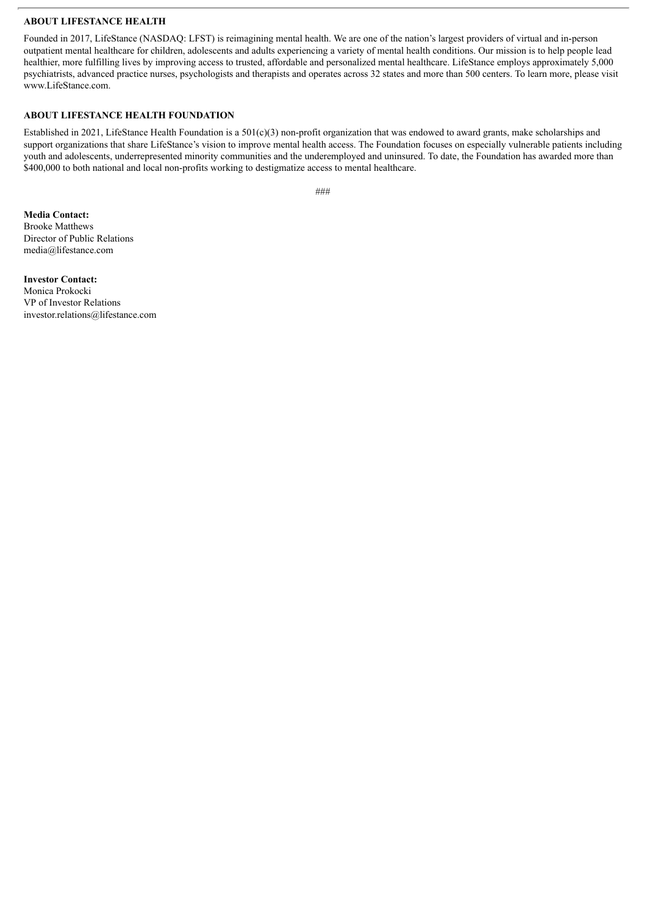## ABOUT LIFESTANCE HEALTH

Founded in 2017, LifeStance (NASDAQ: LFST) is reimagining mental health. We are one of the nation's largest providers of virtual and in-person outpatient mental healthcare for children, adolescents and adults experiencing a variety of mental health conditions. Our mission is to help people lead healthier, more fulfilling lives by improving access to trusted, affordable and personalized mental healthcare. LifeStance employs approximately 5,000 psychiatrists, advanced practice nurses, psychologists and therapists and operates across 32 states and more than 500 centers. To learn more, please visit www.LifeStance.com.

## ABOUT LIFESTANCE HEALTH FOUNDATION

Established in 2021, LifeStance Health Foundation is a 501(c)(3) non-profit organization that was endowed to award grants, make scholarships and support organizations that share LifeStance's vision to improve mental health access. The Foundation focuses on especially vulnerable patients including youth and adolescents, underrepresented minority communities and the underemployed and uninsured. To date, the Foundation has awarded more than $400,000 to both national and local non-profits working to destigmatize access to mental healthcare.

###

**Media Contact:**
Brooke Matthews
Director of Public Relations
media@lifestance.com

**Investor Contact:**
Monica Prokocki
VP of Investor Relations
investor.relations@lifestance.com